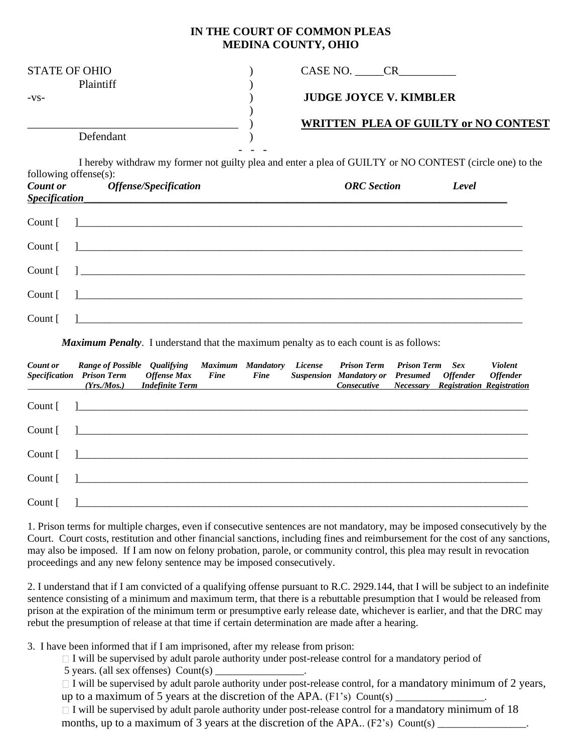**IN THE COURT OF COMMON PLEAS**
**MEDINA COUNTY, OHIO**

STATE OF OHIO )
Plaintiff )
-vs- )
)
_____________________________________ )
Defendant )

CASE NO. _____CR__________

**JUDGE JOYCE V. KIMBLER**

**WRITTEN PLEA OF GUILTY or NO CONTEST**

\- - -

I hereby withdraw my former not guilty plea and enter a plea of GUILTY or NO CONTEST (circle one) to the following offense(s):

| *Count or Specification* | *Offense/Specification* | *ORC Section* | *Level* |
|---|---|---|---|
| Count [ ] | | | |
| Count [ ] | | | |
| Count [ ] | | | |
| Count [ ] | | | |
| Count [ ] | | | |

***Maximum Penalty***. I understand that the maximum penalty as to each count is as follows:

| *Count or Specification* | *Range of Possible Prison Term (Yrs./Mos.)* | *Qualifying Offense Max Indefinite Term* | *Maximum Fine* | *Mandatory Fine* | *License Suspension* | *Prison Term Mandatory or Consecutive* | *Prison Term Presumed Necessary* | *Sex Offender Registration* | *Violent Offender Registration* |
|---|---|---|---|---|---|---|---|---|---|
| Count [ ] | | | | | | | | | |
| Count [ ] | | | | | | | | | |
| Count [ ] | | | | | | | | | |
| Count [ ] | | | | | | | | | |
| Count [ ] | | | | | | | | | |

1. Prison terms for multiple charges, even if consecutive sentences are not mandatory, may be imposed consecutively by the Court. Court costs, restitution and other financial sanctions, including fines and reimbursement for the cost of any sanctions, may also be imposed. If I am now on felony probation, parole, or community control, this plea may result in revocation proceedings and any new felony sentence may be imposed consecutively.

2. I understand that if I am convicted of a qualifying offense pursuant to R.C. 2929.144, that I will be subject to an indefinite sentence consisting of a minimum and maximum term, that there is a rebuttable presumption that I would be released from prison at the expiration of the minimum term or presumptive early release date, whichever is earlier, and that the DRC may rebut the presumption of release at that time if certain determination are made after a hearing.

3. I have been informed that if I am imprisoned, after my release from prison:

- ☐ I will be supervised by adult parole authority under post-release control for a mandatory period of 5 years. (all sex offenses) Count(s) ________________.
- ☐ I will be supervised by adult parole authority under post-release control, for a mandatory minimum of 2 years, up to a maximum of 5 years at the discretion of the APA. (F1's) Count(s) ________________.
- ☐ I will be supervised by adult parole authority under post-release control for a mandatory minimum of 18 months, up to a maximum of 3 years at the discretion of the APA.. (F2's) Count(s) ________________.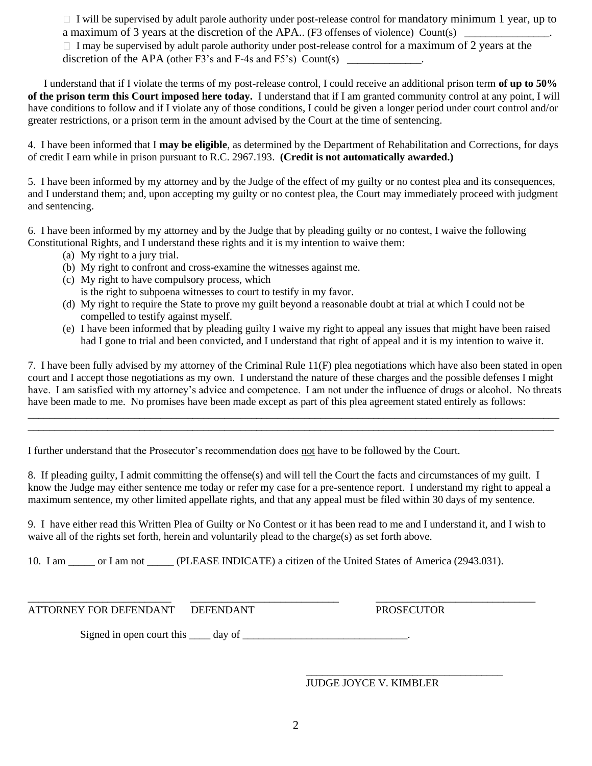☐ I will be supervised by adult parole authority under post-release control for mandatory minimum 1 year, up to a maximum of 3 years at the discretion of the APA.. (F3 offenses of violence) Count(s) _______________.

☐ I may be supervised by adult parole authority under post-release control for a maximum of 2 years at the discretion of the APA (other F3's and F-4s and F5's) Count(s) _____________.

I understand that if I violate the terms of my post-release control, I could receive an additional prison term **of up to 50% of the prison term this Court imposed here today.** I understand that if I am granted community control at any point, I will have conditions to follow and if I violate any of those conditions, I could be given a longer period under court control and/or greater restrictions, or a prison term in the amount advised by the Court at the time of sentencing.

4. I have been informed that I **may be eligible**, as determined by the Department of Rehabilitation and Corrections, for days of credit I earn while in prison pursuant to R.C. 2967.193. **(Credit is not automatically awarded.)**

5. I have been informed by my attorney and by the Judge of the effect of my guilty or no contest plea and its consequences, and I understand them; and, upon accepting my guilty or no contest plea, the Court may immediately proceed with judgment and sentencing.

6. I have been informed by my attorney and by the Judge that by pleading guilty or no contest, I waive the following Constitutional Rights, and I understand these rights and it is my intention to waive them:

(a) My right to a jury trial.
(b) My right to confront and cross-examine the witnesses against me.
(c) My right to have compulsory process, which is the right to subpoena witnesses to court to testify in my favor.
(d) My right to require the State to prove my guilt beyond a reasonable doubt at trial at which I could not be compelled to testify against myself.
(e) I have been informed that by pleading guilty I waive my right to appeal any issues that might have been raised had I gone to trial and been convicted, and I understand that right of appeal and it is my intention to waive it.

7. I have been fully advised by my attorney of the Criminal Rule 11(F) plea negotiations which have also been stated in open court and I accept those negotiations as my own. I understand the nature of these charges and the possible defenses I might have. I am satisfied with my attorney's advice and competence. I am not under the influence of drugs or alcohol. No threats have been made to me. No promises have been made except as part of this plea agreement stated entirely as follows:

_____________________________________________________________________________________________

_____________________________________________________________________________________________

I further understand that the Prosecutor's recommendation does not have to be followed by the Court.

8. If pleading guilty, I admit committing the offense(s) and will tell the Court the facts and circumstances of my guilt. I know the Judge may either sentence me today or refer my case for a pre-sentence report. I understand my right to appeal a maximum sentence, my other limited appellate rights, and that any appeal must be filed within 30 days of my sentence.

9. I have either read this Written Plea of Guilty or No Contest or it has been read to me and I understand it, and I wish to waive all of the rights set forth, herein and voluntarily plead to the charge(s) as set forth above.

10. I am _____ or I am not _____ (PLEASE INDICATE) a citizen of the United States of America (2943.031).

___________________________ ATTORNEY FOR DEFENDANT

___________________________ DEFENDANT

___________________________ PROSECUTOR

Signed in open court this ____ day of ______________________________.

___________________________________
JUDGE JOYCE V. KIMBLER